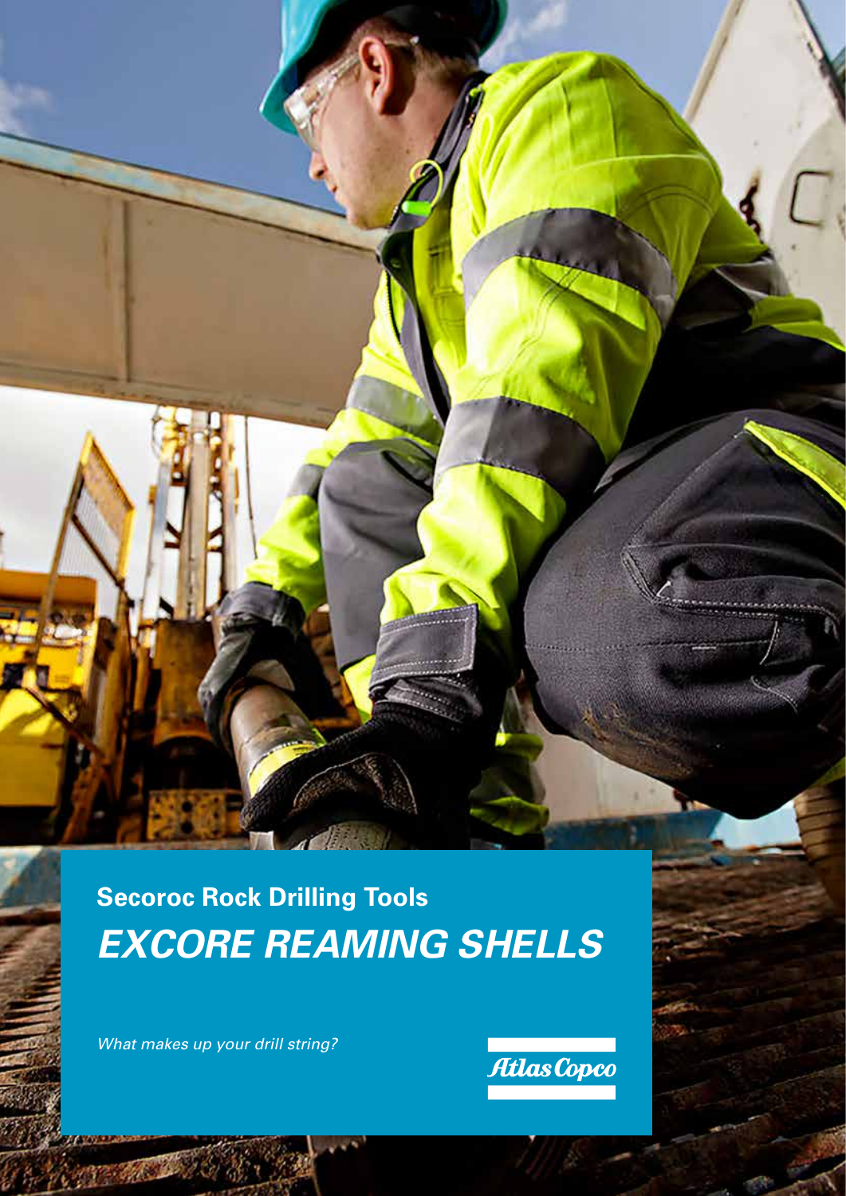**Secoroc Rock Drilling Tools**

# *EXCORE REAMING SHELLS*

*What makes up your drill string?*

Atlas Copco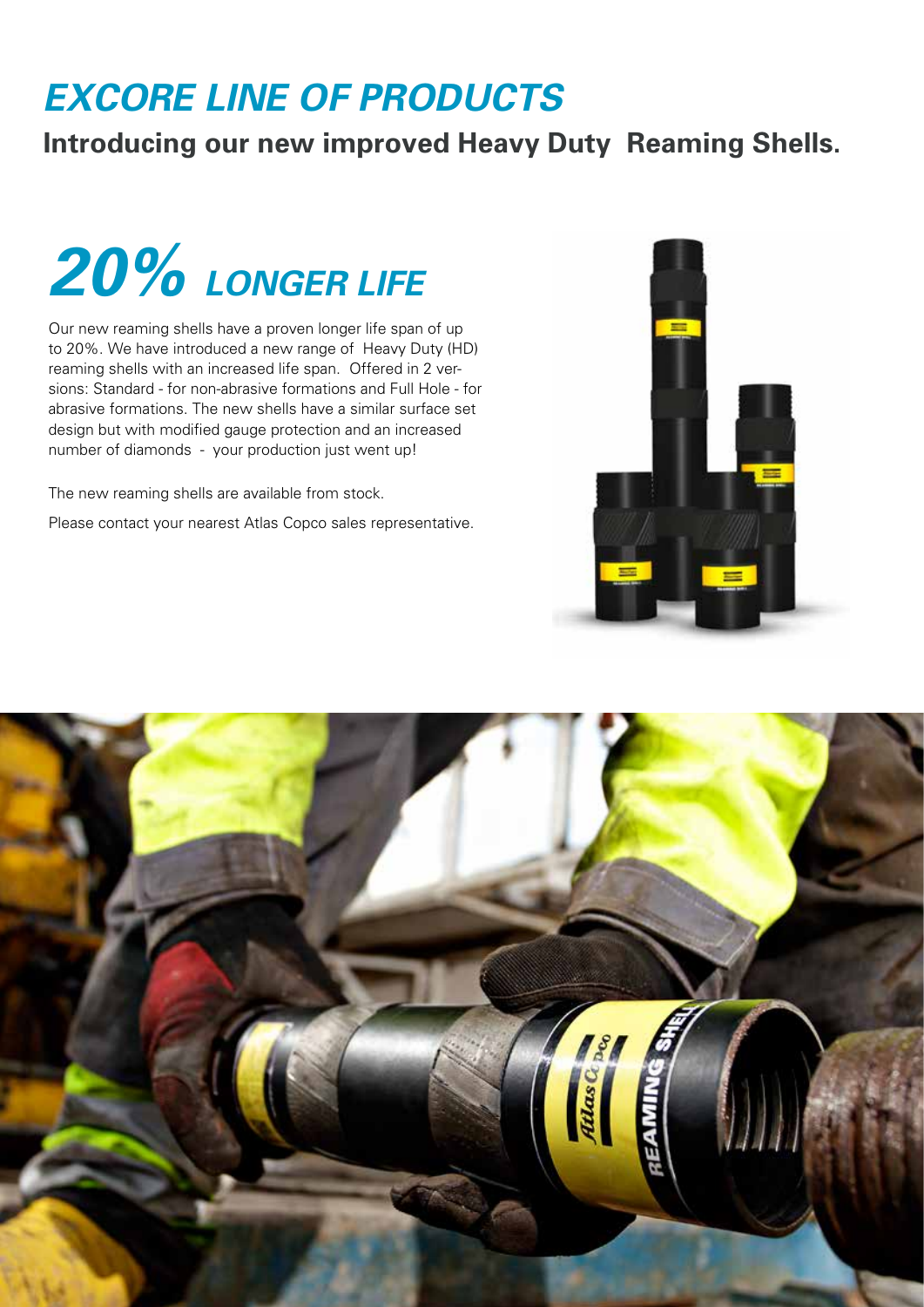# *EXCORE LINE OF PRODUCTS*

**Introducing our new improved Heavy Duty Reaming Shells.**

## *20% LONGER LIFE*

Our new reaming shells have a proven longer life span of up to 20%. We have introduced a new range of Heavy Duty (HD) reaming shells with an increased life span. Offered in 2 versions: Standard - for non-abrasive formations and Full Hole - for abrasive formations. The new shells have a similar surface set design but with modified gauge protection and an increased number of diamonds - your production just went up!

The new reaming shells are available from stock.

Please contact your nearest Atlas Copco sales representative.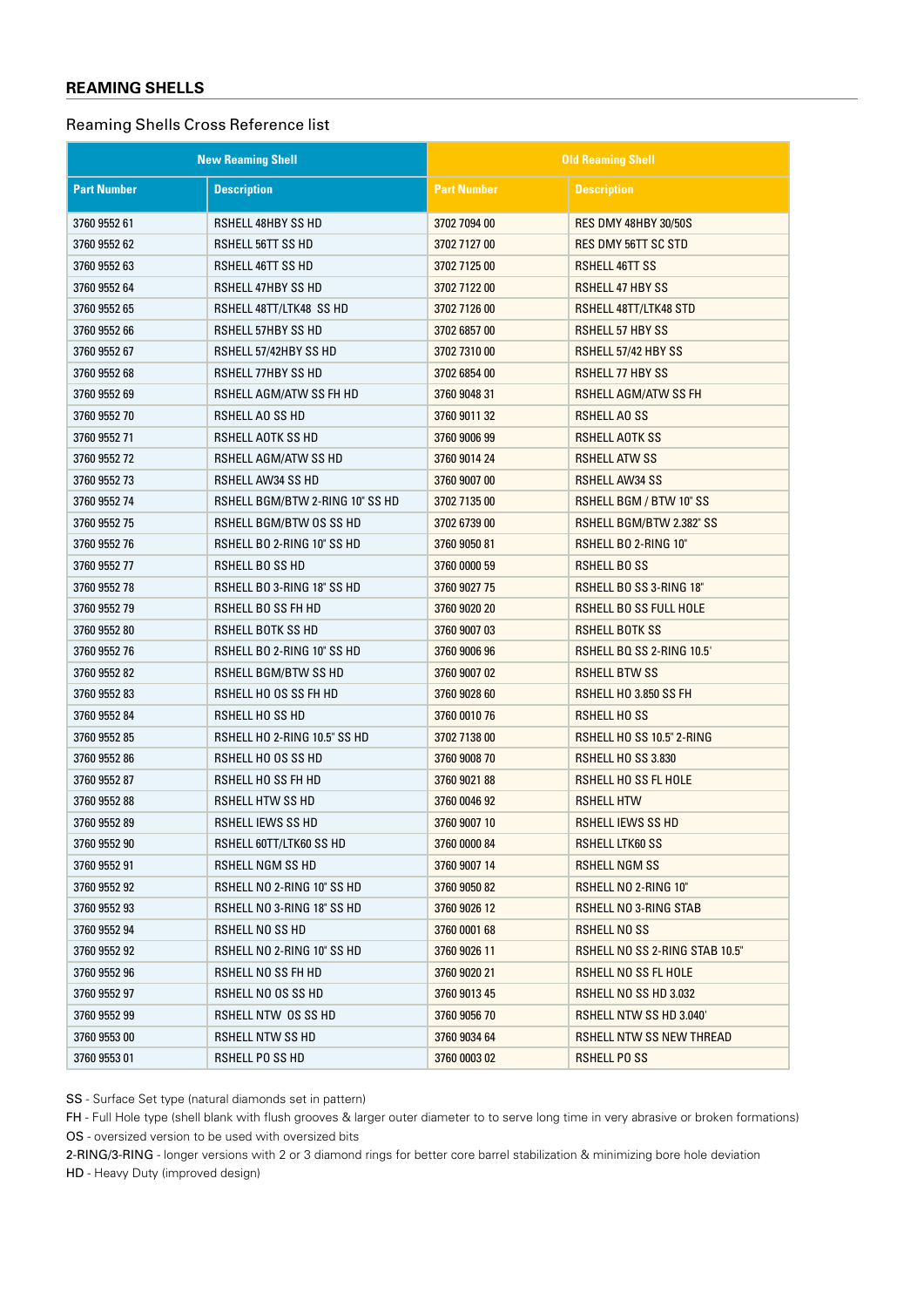## REAMING SHELLS

### Reaming Shells Cross Reference list

| New Reaming Shell | | Old Reaming Shell | |
|---|---|---|---|
| **Part Number** | **Description** | **Part Number** | **Description** |
| 3760 9552 61 | RSHELL 48HBY SS HD | 3702 7094 00 | RES DMY 48HBY 30/50S |
| 3760 9552 62 | RSHELL 56TT SS HD | 3702 7127 00 | RES DMY 56TT SC STD |
| 3760 9552 63 | RSHELL 46TT SS HD | 3702 7125 00 | RSHELL 46TT SS |
| 3760 9552 64 | RSHELL 47HBY SS HD | 3702 7122 00 | RSHELL 47 HBY SS |
| 3760 9552 65 | RSHELL 48TT/LTK48 SS HD | 3702 7126 00 | RSHELL 48TT/LTK48 STD |
| 3760 9552 66 | RSHELL 57HBY SS HD | 3702 6857 00 | RSHELL 57 HBY SS |
| 3760 9552 67 | RSHELL 57/42HBY SS HD | 3702 7310 00 | RSHELL 57/42 HBY SS |
| 3760 9552 68 | RSHELL 77HBY SS HD | 3702 6854 00 | RSHELL 77 HBY SS |
| 3760 9552 69 | RSHELL AGM/ATW SS FH HD | 3760 9048 31 | RSHELL AGM/ATW SS FH |
| 3760 9552 70 | RSHELL AO SS HD | 3760 9011 32 | RSHELL AO SS |
| 3760 9552 71 | RSHELL AOTK SS HD | 3760 9006 99 | RSHELL AOTK SS |
| 3760 9552 72 | RSHELL AGM/ATW SS HD | 3760 9014 24 | RSHELL ATW SS |
| 3760 9552 73 | RSHELL AW34 SS HD | 3760 9007 00 | RSHELL AW34 SS |
| 3760 9552 74 | RSHELL BGM/BTW 2-RING 10" SS HD | 3702 7135 00 | RSHELL BGM / BTW 10" SS |
| 3760 9552 75 | RSHELL BGM/BTW OS SS HD | 3702 6739 00 | RSHELL BGM/BTW 2.382" SS |
| 3760 9552 76 | RSHELL BO 2-RING 10" SS HD | 3760 9050 81 | RSHELL BO 2-RING 10" |
| 3760 9552 77 | RSHELL BO SS HD | 3760 0000 59 | RSHELL BO SS |
| 3760 9552 78 | RSHELL BO 3-RING 18" SS HD | 3760 9027 75 | RSHELL BO SS 3-RING 18" |
| 3760 9552 79 | RSHELL BO SS FH HD | 3760 9020 20 | RSHELL BO SS FULL HOLE |
| 3760 9552 80 | RSHELL BOTK SS HD | 3760 9007 03 | RSHELL BOTK SS |
| 3760 9552 76 | RSHELL BO 2-RING 10" SS HD | 3760 9006 96 | RSHELL BQ SS 2-RING 10.5' |
| 3760 9552 82 | RSHELL BGM/BTW SS HD | 3760 9007 02 | RSHELL BTW SS |
| 3760 9552 83 | RSHELL HO OS SS FH HD | 3760 9028 60 | RSHELL HO 3.850 SS FH |
| 3760 9552 84 | RSHELL HO SS HD | 3760 0010 76 | RSHELL HO SS |
| 3760 9552 85 | RSHELL HO 2-RING 10.5" SS HD | 3702 7138 00 | RSHELL HO SS 10.5" 2-RING |
| 3760 9552 86 | RSHELL HO OS SS HD | 3760 9008 70 | RSHELL HO SS 3.830 |
| 3760 9552 87 | RSHELL HO SS FH HD | 3760 9021 88 | RSHELL HO SS FL HOLE |
| 3760 9552 88 | RSHELL HTW SS HD | 3760 0046 92 | RSHELL HTW |
| 3760 9552 89 | RSHELL IEWS SS HD | 3760 9007 10 | RSHELL IEWS SS HD |
| 3760 9552 90 | RSHELL 60TT/LTK60 SS HD | 3760 0000 84 | RSHELL LTK60 SS |
| 3760 9552 91 | RSHELL NGM SS HD | 3760 9007 14 | RSHELL NGM SS |
| 3760 9552 92 | RSHELL NO 2-RING 10" SS HD | 3760 9050 82 | RSHELL NO 2-RING 10" |
| 3760 9552 93 | RSHELL NO 3-RING 18" SS HD | 3760 9026 12 | RSHELL NO 3-RING STAB |
| 3760 9552 94 | RSHELL NO SS HD | 3760 0001 68 | RSHELL NO SS |
| 3760 9552 92 | RSHELL NO 2-RING 10" SS HD | 3760 9026 11 | RSHELL NO SS 2-RING STAB 10.5" |
| 3760 9552 96 | RSHELL NO SS FH HD | 3760 9020 21 | RSHELL NO SS FL HOLE |
| 3760 9552 97 | RSHELL NO OS SS HD | 3760 9013 45 | RSHELL NO SS HD 3.032 |
| 3760 9552 99 | RSHELL NTW OS SS HD | 3760 9056 70 | RSHELL NTW SS HD 3.040' |
| 3760 9553 00 | RSHELL NTW SS HD | 3760 9034 64 | RSHELL NTW SS NEW THREAD |
| 3760 9553 01 | RSHELL PO SS HD | 3760 0003 02 | RSHELL PO SS |

SS - Surface Set type (natural diamonds set in pattern)

FH - Full Hole type (shell blank with flush grooves & larger outer diameter to to serve long time in very abrasive or broken formations)

OS - oversized version to be used with oversized bits

2-RING/3-RING - longer versions with 2 or 3 diamond rings for better core barrel stabilization & minimizing bore hole deviation

HD - Heavy Duty (improved design)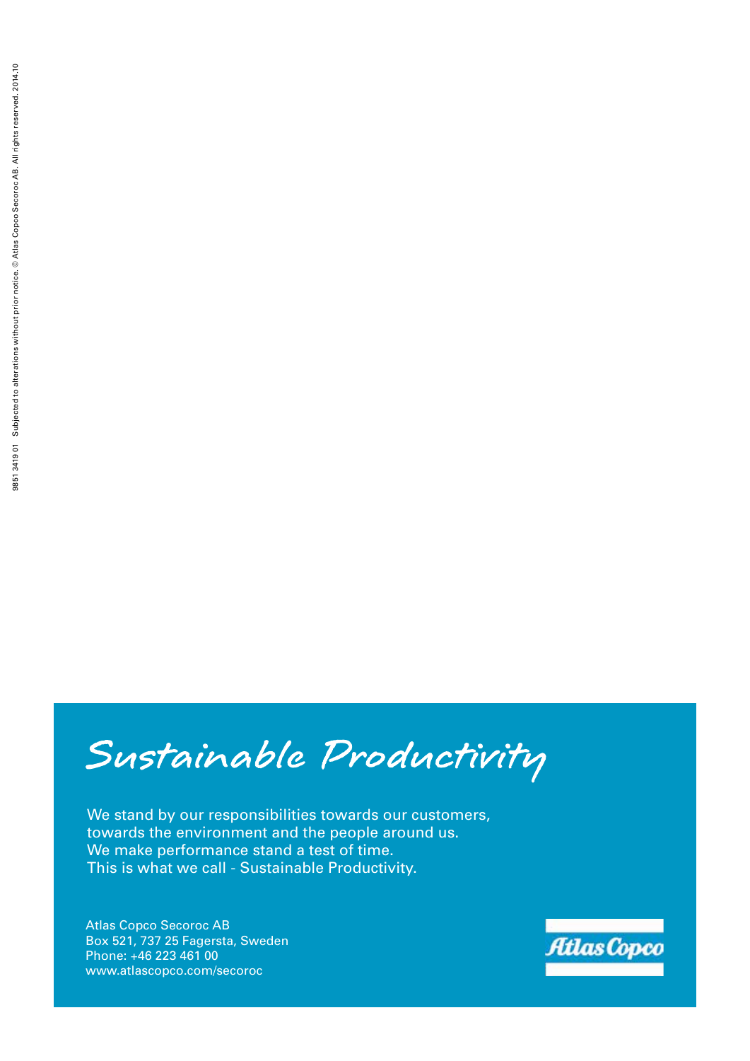9851 3419 01 Subjected to alterations without prior notice. © Atlas Copco Secoroc AB. All rights reserved. 2014.10

# Sustainable Productivity

We stand by our responsibilities towards our customers,
towards the environment and the people around us.
We make performance stand a test of time.
This is what we call - Sustainable Productivity.

Atlas Copco Secoroc AB
Box 521, 737 25 Fagersta, Sweden
Phone: +46 223 461 00
www.atlascopco.com/secoroc

Atlas Copco